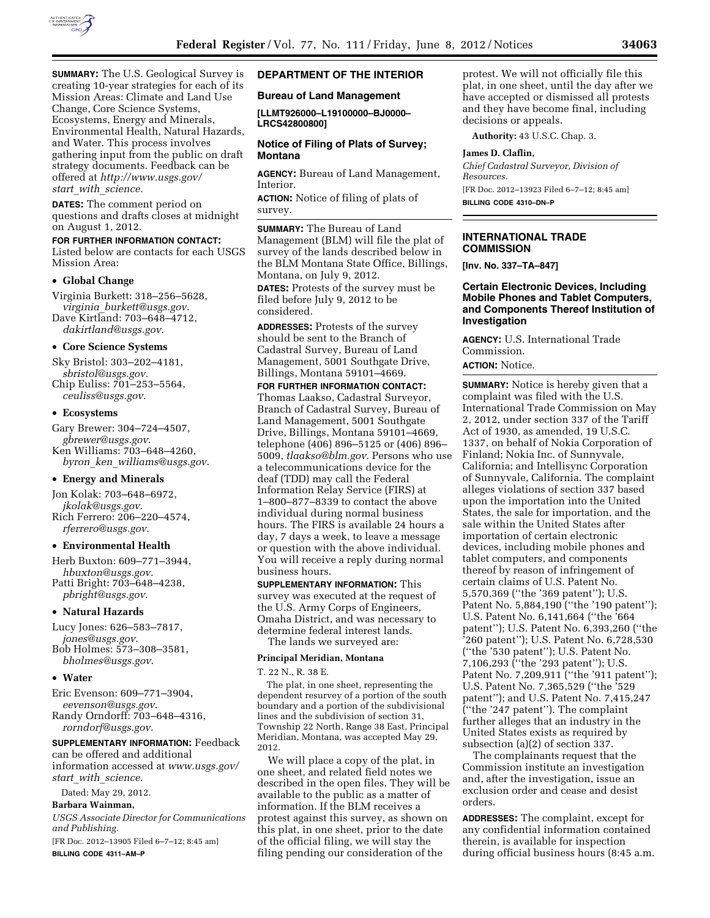**SUMMARY:** The U.S. Geological Survey is creating 10-year strategies for each of its Mission Areas: Climate and Land Use Change, Core Science Systems, Ecosystems, Energy and Minerals, Environmental Health, Natural Hazards, and Water. This process involves gathering input from the public on draft strategy documents. Feedback can be offered at *http://www.usgs.gov/start_with_science.*

**DATES:** The comment period on questions and drafts closes at midnight on August 1, 2012.

**FOR FURTHER INFORMATION CONTACT:** Listed below are contacts for each USGS Mission Area:

- **Global Change**

Virginia Burkett: 318–256–5628, *virginia_burkett@usgs.gov*.
Dave Kirtland: 703–648–4712, *dakirtland@usgs.gov*.

- **Core Science Systems**

Sky Bristol: 303–202–4181, *sbristol@usgs.gov*.
Chip Euliss: 701–253–5564, *ceuliss@usgs.gov*.

- **Ecosystems**

Gary Brewer: 304–724–4507, *gbrewer@usgs.gov*.
Ken Williams: 703–648–4260, *byron_ken_williams@usgs.gov*.

- **Energy and Minerals**

Jon Kolak: 703–648–6972, *jkolak@usgs.gov*.
Rich Ferrero: 206–220–4574, *rferrero@usgs.gov*.

- **Environmental Health**

Herb Buxton: 609–771–3944, *hbuxton@usgs.gov*.
Patti Bright: 703–648–4238, *pbright@usgs.gov*.

- **Natural Hazards**

Lucy Jones: 626–583–7817, *jones@usgs.gov*.
Bob Holmes: 573–308–3581, *bholmes@usgs.gov*.

- **Water**

Eric Evenson: 609–771–3904, *eevenson@usgs.gov*.
Randy Orndorff: 703–648–4316, *rorndorf@usgs.gov*.

**SUPPLEMENTARY INFORMATION:** Feedback can be offered and additional information accessed at *www.usgs.gov/start_with_science*.

Dated: May 29, 2012.

**Barbara Wainman,**

*USGS Associate Director for Communications and Publishing.*

[FR Doc. 2012–13905 Filed 6–7–12; 8:45 am]

**BILLING CODE 4311–AM–P**

## DEPARTMENT OF THE INTERIOR

### Bureau of Land Management

**[LLMT926000–L19100000–BJ0000–LRCS42800800]**

### Notice of Filing of Plats of Survey; Montana

**AGENCY:** Bureau of Land Management, Interior.

**ACTION:** Notice of filing of plats of survey.

**SUMMARY:** The Bureau of Land Management (BLM) will file the plat of survey of the lands described below in the BLM Montana State Office, Billings, Montana, on July 9, 2012.

**DATES:** Protests of the survey must be filed before July 9, 2012 to be considered.

**ADDRESSES:** Protests of the survey should be sent to the Branch of Cadastral Survey, Bureau of Land Management, 5001 Southgate Drive, Billings, Montana 59101–4669.

**FOR FURTHER INFORMATION CONTACT:** Thomas Laakso, Cadastral Surveyor, Branch of Cadastral Survey, Bureau of Land Management, 5001 Southgate Drive, Billings, Montana 59101–4669, telephone (406) 896–5125 or (406) 896–5009, *tlaakso@blm.gov*. Persons who use a telecommunications device for the deaf (TDD) may call the Federal Information Relay Service (FIRS) at 1–800–877–8339 to contact the above individual during normal business hours. The FIRS is available 24 hours a day, 7 days a week, to leave a message or question with the above individual. You will receive a reply during normal business hours.

**SUPPLEMENTARY INFORMATION:** This survey was executed at the request of the U.S. Army Corps of Engineers, Omaha District, and was necessary to determine federal interest lands.

The lands we surveyed are:

**Principal Meridian, Montana**

T. 22 N., R. 38 E.

The plat, in one sheet, representing the dependent resurvey of a portion of the south boundary and a portion of the subdivisional lines and the subdivision of section 31, Township 22 North, Range 38 East, Principal Meridian, Montana, was accepted May 29, 2012.

We will place a copy of the plat, in one sheet, and related field notes we described in the open files. They will be available to the public as a matter of information. If the BLM receives a protest against this survey, as shown on this plat, in one sheet, prior to the date of the official filing, we will stay the filing pending our consideration of the protest. We will not officially file this plat, in one sheet, until the day after we have accepted or dismissed all protests and they have become final, including decisions or appeals.

**Authority:** 43 U.S.C. Chap. 3.

**James D. Claflin,**

*Chief Cadastral Surveyor, Division of Resources.*

[FR Doc. 2012–13923 Filed 6–7–12; 8:45 am]

**BILLING CODE 4310–DN–P**

## INTERNATIONAL TRADE COMMISSION

**[Inv. No. 337–TA–847]**

### Certain Electronic Devices, Including Mobile Phones and Tablet Computers, and Components Thereof Institution of Investigation

**AGENCY:** U.S. International Trade Commission.

**ACTION:** Notice.

**SUMMARY:** Notice is hereby given that a complaint was filed with the U.S. International Trade Commission on May 2, 2012, under section 337 of the Tariff Act of 1930, as amended, 19 U.S.C. 1337, on behalf of Nokia Corporation of Finland; Nokia Inc. of Sunnyvale, California; and Intellisync Corporation of Sunnyvale, California. The complaint alleges violations of section 337 based upon the importation into the United States, the sale for importation, and the sale within the United States after importation of certain electronic devices, including mobile phones and tablet computers, and components thereof by reason of infringement of certain claims of U.S. Patent No. 5,570,369 (''the '369 patent''); U.S. Patent No. 5,884,190 (''the '190 patent''); U.S. Patent No. 6,141,664 (''the '664 patent''); U.S. Patent No. 6,393,260 (''the '260 patent''); U.S. Patent No. 6,728,530 (''the '530 patent''); U.S. Patent No. 7,106,293 (''the '293 patent''); U.S. Patent No. 7,209,911 (''the '911 patent''); U.S. Patent No. 7,365,529 (''the '529 patent''); and U.S. Patent No. 7,415,247 (''the '247 patent''). The complaint further alleges that an industry in the United States exists as required by subsection (a)(2) of section 337.

The complainants request that the Commission institute an investigation and, after the investigation, issue an exclusion order and cease and desist orders.

**ADDRESSES:** The complaint, except for any confidential information contained therein, is available for inspection during official business hours (8:45 a.m.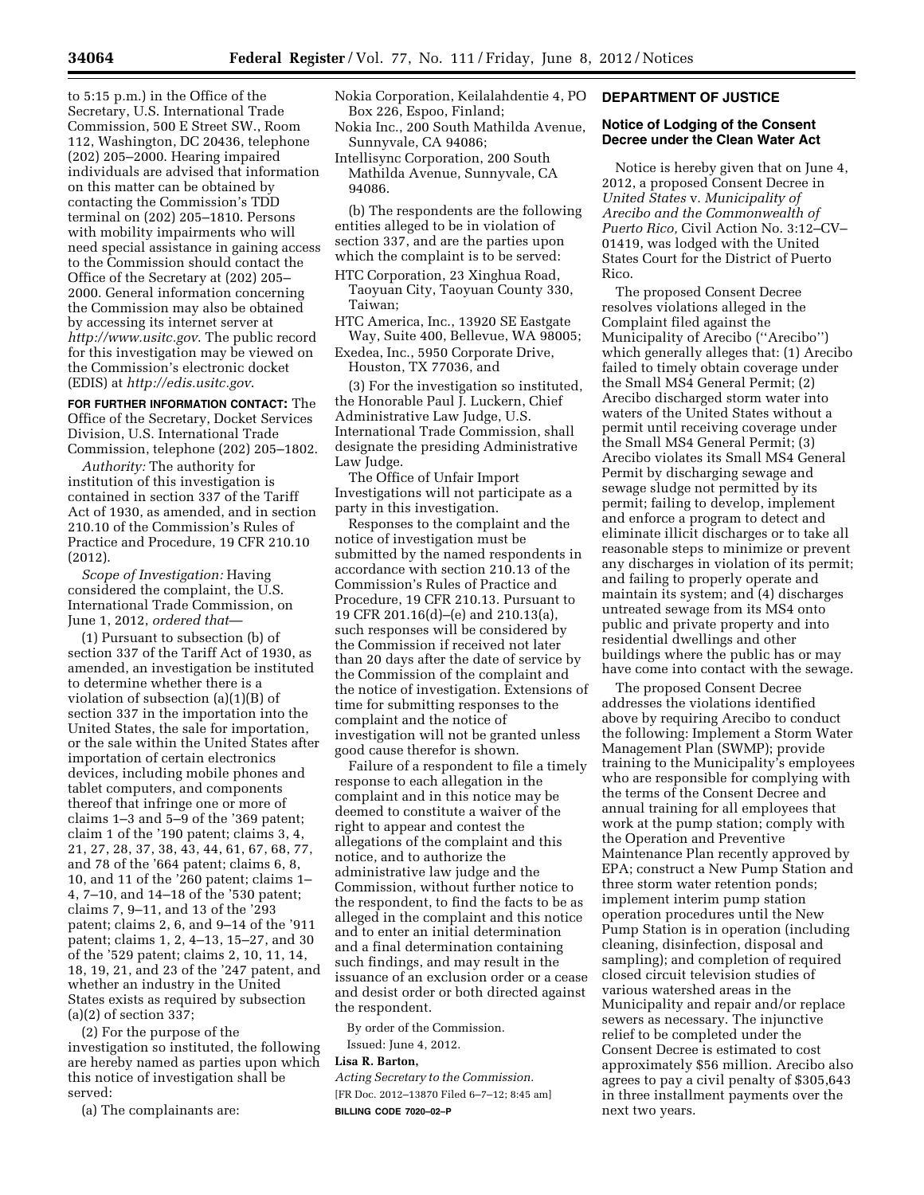to 5:15 p.m.) in the Office of the Secretary, U.S. International Trade Commission, 500 E Street SW., Room 112, Washington, DC 20436, telephone (202) 205–2000. Hearing impaired individuals are advised that information on this matter can be obtained by contacting the Commission's TDD terminal on (202) 205–1810. Persons with mobility impairments who will need special assistance in gaining access to the Commission should contact the Office of the Secretary at (202) 205–2000. General information concerning the Commission may also be obtained by accessing its internet server at *http://www.usitc.gov*. The public record for this investigation may be viewed on the Commission's electronic docket (EDIS) at *http://edis.usitc.gov*.

**FOR FURTHER INFORMATION CONTACT:** The Office of the Secretary, Docket Services Division, U.S. International Trade Commission, telephone (202) 205–1802.

*Authority:* The authority for institution of this investigation is contained in section 337 of the Tariff Act of 1930, as amended, and in section 210.10 of the Commission's Rules of Practice and Procedure, 19 CFR 210.10 (2012).

*Scope of Investigation:* Having considered the complaint, the U.S. International Trade Commission, on June 1, 2012, *ordered that*—

(1) Pursuant to subsection (b) of section 337 of the Tariff Act of 1930, as amended, an investigation be instituted to determine whether there is a violation of subsection (a)(1)(B) of section 337 in the importation into the United States, the sale for importation, or the sale within the United States after importation of certain electronics devices, including mobile phones and tablet computers, and components thereof that infringe one or more of claims 1–3 and 5–9 of the '369 patent; claim 1 of the '190 patent; claims 3, 4, 21, 27, 28, 37, 38, 43, 44, 61, 67, 68, 77, and 78 of the '664 patent; claims 6, 8, 10, and 11 of the '260 patent; claims 1–4, 7–10, and 14–18 of the '530 patent; claims 7, 9–11, and 13 of the '293 patent; claims 2, 6, and 9–14 of the '911 patent; claims 1, 2, 4–13, 15–27, and 30 of the '529 patent; claims 2, 10, 11, 14, 18, 19, 21, and 23 of the '247 patent, and whether an industry in the United States exists as required by subsection (a)(2) of section 337;

(2) For the purpose of the investigation so instituted, the following are hereby named as parties upon which this notice of investigation shall be served:

(a) The complainants are:

Nokia Corporation, Keilalahdentie 4, PO Box 226, Espoo, Finland;
Nokia Inc., 200 South Mathilda Avenue, Sunnyvale, CA 94086;
Intellisync Corporation, 200 South Mathilda Avenue, Sunnyvale, CA 94086.

(b) The respondents are the following entities alleged to be in violation of section 337, and are the parties upon which the complaint is to be served:

HTC Corporation, 23 Xinghua Road, Taoyuan City, Taoyuan County 330, Taiwan;
HTC America, Inc., 13920 SE Eastgate Way, Suite 400, Bellevue, WA 98005;
Exedea, Inc., 5950 Corporate Drive, Houston, TX 77036, and

(3) For the investigation so instituted, the Honorable Paul J. Luckern, Chief Administrative Law Judge, U.S. International Trade Commission, shall designate the presiding Administrative Law Judge.

The Office of Unfair Import Investigations will not participate as a party in this investigation.

Responses to the complaint and the notice of investigation must be submitted by the named respondents in accordance with section 210.13 of the Commission's Rules of Practice and Procedure, 19 CFR 210.13. Pursuant to 19 CFR 201.16(d)–(e) and 210.13(a), such responses will be considered by the Commission if received not later than 20 days after the date of service by the Commission of the complaint and the notice of investigation. Extensions of time for submitting responses to the complaint and the notice of investigation will not be granted unless good cause therefor is shown.

Failure of a respondent to file a timely response to each allegation in the complaint and in this notice may be deemed to constitute a waiver of the right to appear and contest the allegations of the complaint and this notice, and to authorize the administrative law judge and the Commission, without further notice to the respondent, to find the facts to be as alleged in the complaint and this notice and to enter an initial determination and a final determination containing such findings, and may result in the issuance of an exclusion order or a cease and desist order or both directed against the respondent.

By order of the Commission.

Issued: June 4, 2012.

**Lisa R. Barton,**

*Acting Secretary to the Commission.*

[FR Doc. 2012–13870 Filed 6–7–12; 8:45 am]

**BILLING CODE 7020–02–P**

## DEPARTMENT OF JUSTICE

### Notice of Lodging of the Consent Decree under the Clean Water Act

Notice is hereby given that on June 4, 2012, a proposed Consent Decree in *United States* v. *Municipality of Arecibo and the Commonwealth of Puerto Rico,* Civil Action No. 3:12–CV–01419, was lodged with the United States Court for the District of Puerto Rico.

The proposed Consent Decree resolves violations alleged in the Complaint filed against the Municipality of Arecibo (''Arecibo'') which generally alleges that: (1) Arecibo failed to timely obtain coverage under the Small MS4 General Permit; (2) Arecibo discharged storm water into waters of the United States without a permit until receiving coverage under the Small MS4 General Permit; (3) Arecibo violates its Small MS4 General Permit by discharging sewage and sewage sludge not permitted by its permit; failing to develop, implement and enforce a program to detect and eliminate illicit discharges or to take all reasonable steps to minimize or prevent any discharges in violation of its permit; and failing to properly operate and maintain its system; and (4) discharges untreated sewage from its MS4 onto public and private property and into residential dwellings and other buildings where the public has or may have come into contact with the sewage.

The proposed Consent Decree addresses the violations identified above by requiring Arecibo to conduct the following: Implement a Storm Water Management Plan (SWMP); provide training to the Municipality's employees who are responsible for complying with the terms of the Consent Decree and annual training for all employees that work at the pump station; comply with the Operation and Preventive Maintenance Plan recently approved by EPA; construct a New Pump Station and three storm water retention ponds; implement interim pump station operation procedures until the New Pump Station is in operation (including cleaning, disinfection, disposal and sampling); and completion of required closed circuit television studies of various watershed areas in the Municipality and repair and/or replace sewers as necessary. The injunctive relief to be completed under the Consent Decree is estimated to cost approximately $56 million. Arecibo also agrees to pay a civil penalty of $305,643 in three installment payments over the next two years.